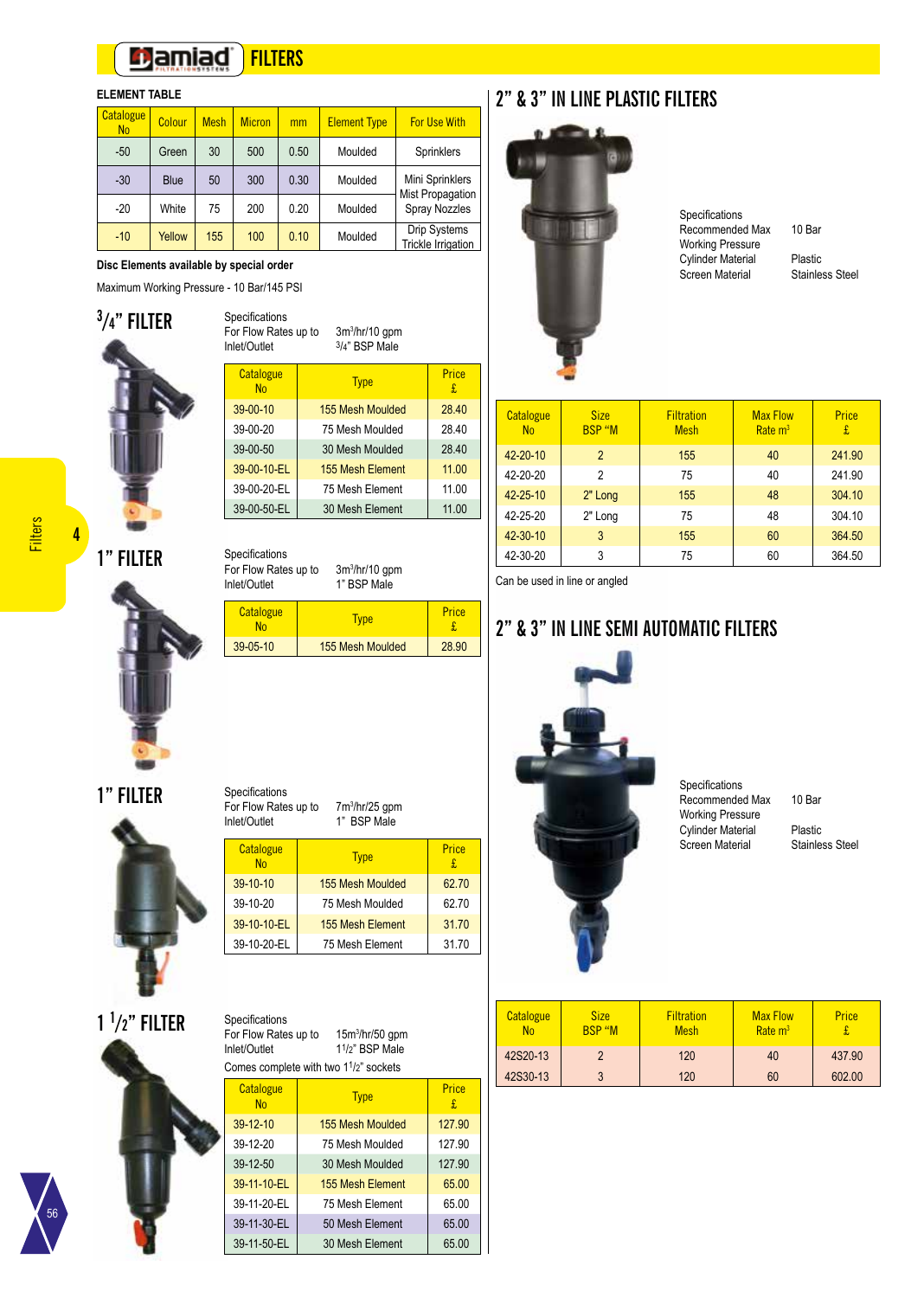# FILTERS

### ELEMENT TABLE

| Catalogue No | Colour | Mesh | Micron | mm | Element Type | For Use With |
|---|---|---|---|---|---|---|
| -50 | Green | 30 | 500 | 0.50 | Moulded | Sprinklers |
| -30 | Blue | 50 | 300 | 0.30 | Moulded | Mini Sprinklers Mist Propagation |
| -20 | White | 75 | 200 | 0.20 | Moulded | Spray Nozzles |
| -10 | Yellow | 155 | 100 | 0.10 | Moulded | Drip Systems Trickle Irrigation |

**Disc Elements available by special order**

Maximum Working Pressure - 10 Bar/145 PSI

## 3/4" FILTER

Specifications
For Flow Rates up to: $3m^3$/hr/10 gpm
Inlet/Outlet: 3/4" BSP Male

| Catalogue No | Type | Price £ |
|---|---|---|
| 39-00-10 | 155 Mesh Moulded | 28.40 |
| 39-00-20 | 75 Mesh Moulded | 28.40 |
| 39-00-50 | 30 Mesh Moulded | 28.40 |
| 39-00-10-EL | 155 Mesh Element | 11.00 |
| 39-00-20-EL | 75 Mesh Element | 11.00 |
| 39-00-50-EL | 30 Mesh Element | 11.00 |

## 1" FILTER

Specifications
For Flow Rates up to: $3m^3$/hr/10 gpm
Inlet/Outlet: 1" BSP Male

| Catalogue No | Type | Price £ |
|---|---|---|
| 39-05-10 | 155 Mesh Moulded | 28.90 |

## 1" FILTER

Specifications
For Flow Rates up to: $7m^3$/hr/25 gpm
Inlet/Outlet: 1" BSP Male

| Catalogue No | Type | Price £ |
|---|---|---|
| 39-10-10 | 155 Mesh Moulded | 62.70 |
| 39-10-20 | 75 Mesh Moulded | 62.70 |
| 39-10-10-EL | 155 Mesh Element | 31.70 |
| 39-10-20-EL | 75 Mesh Element | 31.70 |

## 1 1/2" FILTER

Specifications
For Flow Rates up to: $15m^3$/hr/50 gpm
Inlet/Outlet: 1 1/2" BSP Male
Comes complete with two 1 1/2" sockets

| Catalogue No | Type | Price £ |
|---|---|---|
| 39-12-10 | 155 Mesh Moulded | 127.90 |
| 39-12-20 | 75 Mesh Moulded | 127.90 |
| 39-12-50 | 30 Mesh Moulded | 127.90 |
| 39-11-10-EL | 155 Mesh Element | 65.00 |
| 39-11-20-EL | 75 Mesh Element | 65.00 |
| 39-11-30-EL | 50 Mesh Element | 65.00 |
| 39-11-50-EL | 30 Mesh Element | 65.00 |

## 2" & 3" IN LINE PLASTIC FILTERS

Specifications
Recommended Max Working Pressure: 10 Bar
Cylinder Material: Plastic
Screen Material: Stainless Steel

| Catalogue No | Size BSP "M | Filtration Mesh | Max Flow Rate $m^3$ | Price £ |
|---|---|---|---|---|
| 42-20-10 | 2 | 155 | 40 | 241.90 |
| 42-20-20 | 2 | 75 | 40 | 241.90 |
| 42-25-10 | 2" Long | 155 | 48 | 304.10 |
| 42-25-20 | 2" Long | 75 | 48 | 304.10 |
| 42-30-10 | 3 | 155 | 60 | 364.50 |
| 42-30-20 | 3 | 75 | 60 | 364.50 |

Can be used in line or angled

## 2" & 3" IN LINE SEMI AUTOMATIC FILTERS

Specifications
Recommended Max Working Pressure: 10 Bar
Cylinder Material: Plastic
Screen Material: Stainless Steel

| Catalogue No | Size BSP "M | Filtration Mesh | Max Flow Rate $m^3$ | Price £ |
|---|---|---|---|---|
| 42S20-13 | 2 | 120 | 40 | 437.90 |
| 42S30-13 | 3 | 120 | 60 | 602.00 |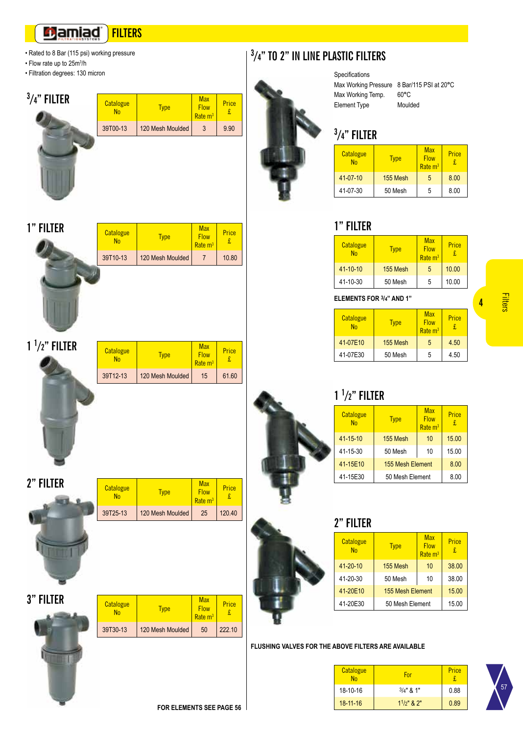# Amiad FILTERS

- Rated to 8 Bar (115 psi) working pressure
- Flow rate up to $25m^3/h$
- Filtration degrees: 130 micron

## 3/4" FILTER

| Catalogue No | Type | Max Flow Rate $m^3$ | Price £ |
|---|---|---|---|
| 39T00-13 | 120 Mesh Moulded | 3 | 9.90 |

## 1" FILTER

| Catalogue No | Type | Max Flow Rate $m^3$ | Price £ |
|---|---|---|---|
| 39T10-13 | 120 Mesh Moulded | 7 | 10.80 |

## 1 1/2" FILTER

| Catalogue No | Type | Max Flow Rate $m^3$ | Price £ |
|---|---|---|---|
| 39T12-13 | 120 Mesh Moulded | 15 | 61.60 |

## 2" FILTER

| Catalogue No | Type | Max Flow Rate $m^3$ | Price £ |
|---|---|---|---|
| 39T25-13 | 120 Mesh Moulded | 25 | 120.40 |

## 3" FILTER

| Catalogue No | Type | Max Flow Rate $m^3$ | Price £ |
|---|---|---|---|
| 39T30-13 | 120 Mesh Moulded | 50 | 222.10 |

**FOR ELEMENTS SEE PAGE 56**

# 3/4" TO 2" IN LINE PLASTIC FILTERS

Specifications

| | |
|---|---|
| Max Working Pressure | 8 Bar/115 PSI at 20°C |
| Max Working Temp. | 60°C |
| Element Type | Moulded |

## 3/4" FILTER

| Catalogue No | Type | Max Flow Rate $m^3$ | Price £ |
|---|---|---|---|
| 41-07-10 | 155 Mesh | 5 | 8.00 |
| 41-07-30 | 50 Mesh | 5 | 8.00 |

## 1" FILTER

| Catalogue No | Type | Max Flow Rate $m^3$ | Price £ |
|---|---|---|---|
| 41-10-10 | 155 Mesh | 5 | 10.00 |
| 41-10-30 | 50 Mesh | 5 | 10.00 |

**ELEMENTS FOR 3/4" AND 1"**

| Catalogue No | Type | Max Flow Rate $m^3$ | Price £ |
|---|---|---|---|
| 41-07E10 | 155 Mesh | 5 | 4.50 |
| 41-07E30 | 50 Mesh | 5 | 4.50 |

## 1 1/2" FILTER

| Catalogue No | Type | Max Flow Rate $m^3$ | Price £ |
|---|---|---|---|
| 41-15-10 | 155 Mesh | 10 | 15.00 |
| 41-15-30 | 50 Mesh | 10 | 15.00 |
| 41-15E10 | 155 Mesh Element | | 8.00 |
| 41-15E30 | 50 Mesh Element | | 8.00 |

## 2" FILTER

| Catalogue No | Type | Max Flow Rate $m^3$ | Price £ |
|---|---|---|---|
| 41-20-10 | 155 Mesh | 10 | 38.00 |
| 41-20-30 | 50 Mesh | 10 | 38.00 |
| 41-20E10 | 155 Mesh Element | | 15.00 |
| 41-20E30 | 50 Mesh Element | | 15.00 |

**FLUSHING VALVES FOR THE ABOVE FILTERS ARE AVAILABLE**

| Catalogue No | For | Price £ |
|---|---|---|
| 18-10-16 | 3/4" & 1" | 0.88 |
| 18-11-16 | 1 1/2" & 2" | 0.89 |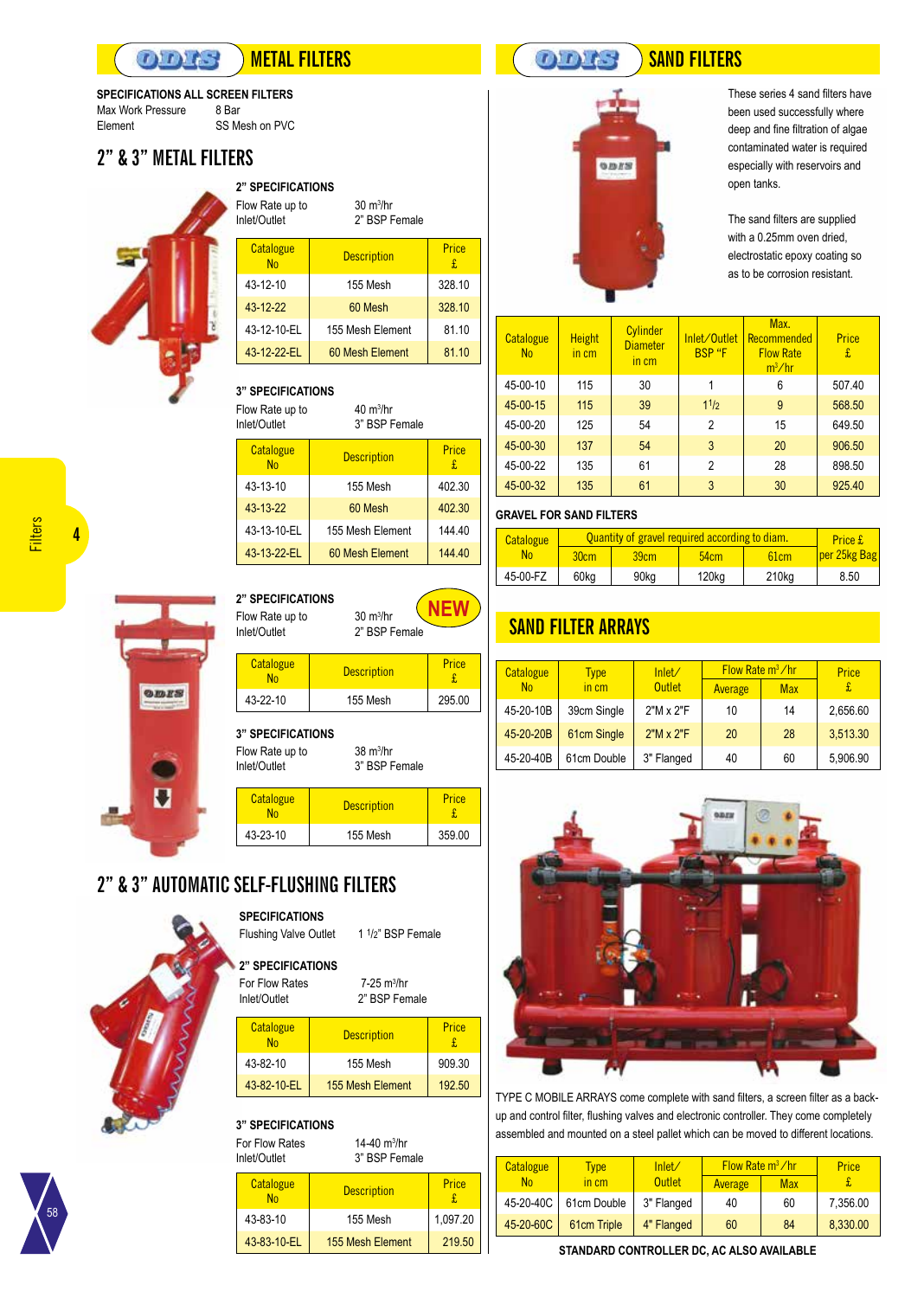## METAL FILTERS

**SPECIFICATIONS ALL SCREEN FILTERS**

Max Work Pressure 8 Bar
Element SS Mesh on PVC

## 2" & 3" METAL FILTERS

**2" SPECIFICATIONS**

Flow Rate up to 30 m³/hr
Inlet/Outlet 2" BSP Female

| Catalogue No | Description | Price £ |
|---|---|---|
| 43-12-10 | 155 Mesh | 328.10 |
| 43-12-22 | 60 Mesh | 328.10 |
| 43-12-10-EL | 155 Mesh Element | 81.10 |
| 43-12-22-EL | 60 Mesh Element | 81.10 |

**3" SPECIFICATIONS**

Flow Rate up to 40 m³/hr
Inlet/Outlet 3" BSP Female

| Catalogue No | Description | Price £ |
|---|---|---|
| 43-13-10 | 155 Mesh | 402.30 |
| 43-13-22 | 60 Mesh | 402.30 |
| 43-13-10-EL | 155 Mesh Element | 144.40 |
| 43-13-22-EL | 60 Mesh Element | 144.40 |

**2" SPECIFICATIONS** NEW

Flow Rate up to 30 m³/hr
Inlet/Outlet 2" BSP Female

| Catalogue No | Description | Price £ |
|---|---|---|
| 43-22-10 | 155 Mesh | 295.00 |

**3" SPECIFICATIONS**

Flow Rate up to 38 m³/hr
Inlet/Outlet 3" BSP Female

| Catalogue No | Description | Price £ |
|---|---|---|
| 43-23-10 | 155 Mesh | 359.00 |

## 2" & 3" AUTOMATIC SELF-FLUSHING FILTERS

**SPECIFICATIONS**

Flushing Valve Outlet 1 1/2" BSP Female

**2" SPECIFICATIONS**

For Flow Rates 7-25 m³/hr
Inlet/Outlet 2" BSP Female

| Catalogue No | Description | Price £ |
|---|---|---|
| 43-82-10 | 155 Mesh | 909.30 |
| 43-82-10-EL | 155 Mesh Element | 192.50 |

**3" SPECIFICATIONS**

For Flow Rates 14-40 m³/hr
Inlet/Outlet 3" BSP Female

| Catalogue No | Description | Price £ |
|---|---|---|
| 43-83-10 | 155 Mesh | 1,097.20 |
| 43-83-10-EL | 155 Mesh Element | 219.50 |

## SAND FILTERS

These series 4 sand filters have been used successfully where deep and fine filtration of algae contaminated water is required especially with reservoirs and open tanks.

The sand filters are supplied with a 0.25mm oven dried, electrostatic epoxy coating so as to be corrosion resistant.

| Catalogue No | Height in cm | Cylinder Diameter in cm | Inlet/Outlet BSP "F | Max. Recommended Flow Rate m³/hr | Price £ |
|---|---|---|---|---|---|
| 45-00-10 | 115 | 30 | 1 | 6 | 507.40 |
| 45-00-15 | 115 | 39 | 1 1/2 | 9 | 568.50 |
| 45-00-20 | 125 | 54 | 2 | 15 | 649.50 |
| 45-00-30 | 137 | 54 | 3 | 20 | 906.50 |
| 45-00-22 | 135 | 61 | 2 | 28 | 898.50 |
| 45-00-32 | 135 | 61 | 3 | 30 | 925.40 |

**GRAVEL FOR SAND FILTERS**

| Catalogue No | Quantity of gravel required according to diam. | | | | Price £ per 25kg Bag |
|---|---|---|---|---|---|
| | 30cm | 39cm | 54cm | 61cm | |
| 45-00-FZ | 60kg | 90kg | 120kg | 210kg | 8.50 |

## SAND FILTER ARRAYS

| Catalogue No | Type in cm | Inlet/ Outlet | Flow Rate m³/hr | | Price £ |
|---|---|---|---|---|---|
| | | | Average | Max | |
| 45-20-10B | 39cm Single | 2"M x 2"F | 10 | 14 | 2,656.60 |
| 45-20-20B | 61cm Single | 2"M x 2"F | 20 | 28 | 3,513.30 |
| 45-20-40B | 61cm Double | 3" Flanged | 40 | 60 | 5,906.90 |

TYPE C MOBILE ARRAYS come complete with sand filters, a screen filter as a back-up and control filter, flushing valves and electronic controller. They come completely assembled and mounted on a steel pallet which can be moved to different locations.

| Catalogue No | Type in cm | Inlet/ Outlet | Flow Rate m³/hr | | Price £ |
|---|---|---|---|---|---|
| | | | Average | Max | |
| 45-20-40C | 61cm Double | 3" Flanged | 40 | 60 | 7,356.00 |
| 45-20-60C | 61cm Triple | 4" Flanged | 60 | 84 | 8,330.00 |

**STANDARD CONTROLLER DC, AC ALSO AVAILABLE**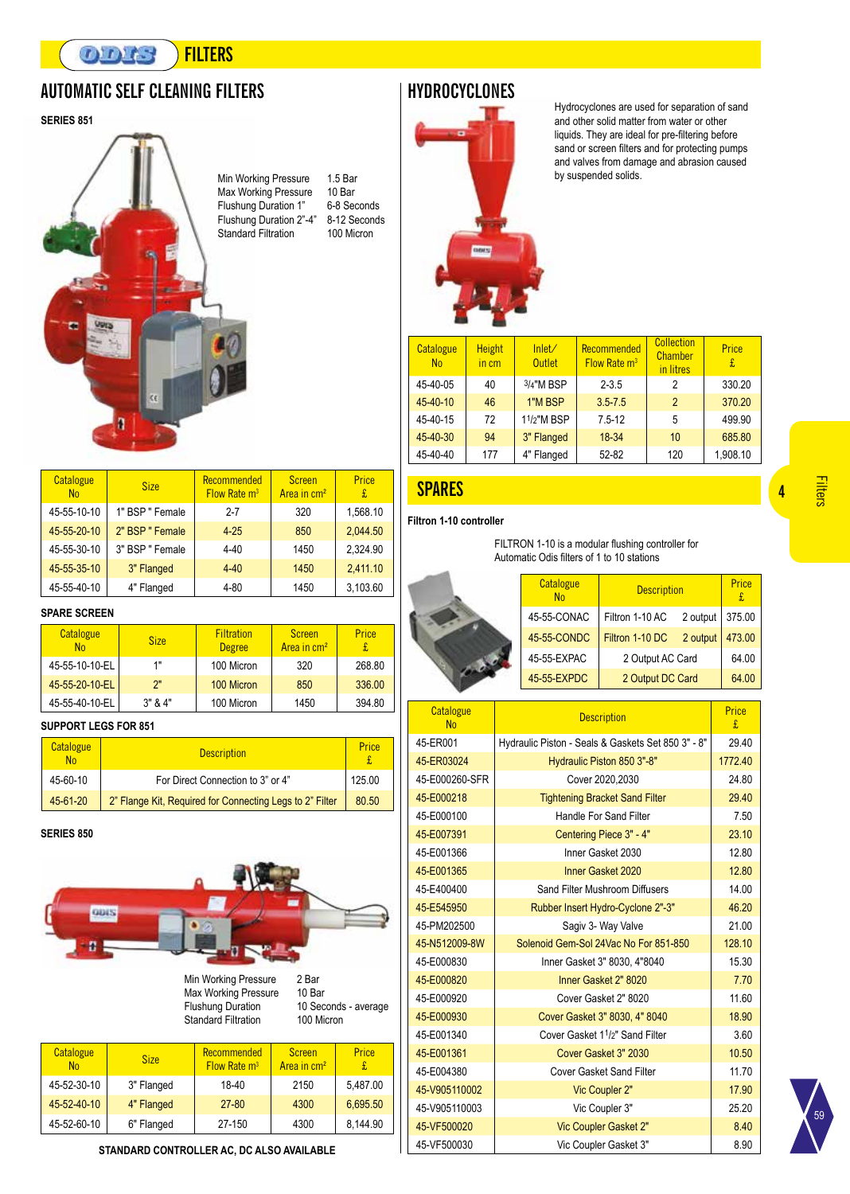# FILTERS

## AUTOMATIC SELF CLEANING FILTERS

**SERIES 851**

| | |
|---|---|
| Min Working Pressure | 1.5 Bar |
| Max Working Pressure | 10 Bar |
| Flushing Duration 1" | 6-8 Seconds |
| Flushing Duration 2"-4" | 8-12 Seconds |
| Standard Filtration | 100 Micron |

| Catalogue No | Size | Recommended Flow Rate $m^3$ | Screen Area in $cm^2$ | Price £ |
|---|---|---|---|---|
| 45-55-10-10 | 1" BSP " Female | 2-7 | 320 | 1,568.10 |
| 45-55-20-10 | 2" BSP " Female | 4-25 | 850 | 2,044.50 |
| 45-55-30-10 | 3" BSP " Female | 4-40 | 1450 | 2,324.90 |
| 45-55-35-10 | 3" Flanged | 4-40 | 1450 | 2,411.10 |
| 45-55-40-10 | 4" Flanged | 4-80 | 1450 | 3,103.60 |

**SPARE SCREEN**

| Catalogue No | Size | Filtration Degree | Screen Area in $cm^2$ | Price £ |
|---|---|---|---|---|
| 45-55-10-10-EL | 1" | 100 Micron | 320 | 268.80 |
| 45-55-20-10-EL | 2" | 100 Micron | 850 | 336.00 |
| 45-55-40-10-EL | 3" & 4" | 100 Micron | 1450 | 394.80 |

**SUPPORT LEGS FOR 851**

| Catalogue No | Description | Price £ |
|---|---|---|
| 45-60-10 | For Direct Connection to 3" or 4" | 125.00 |
| 45-61-20 | 2" Flange Kit, Required for Connecting Legs to 2" Filter | 80.50 |

**SERIES 850**

| | |
|---|---|
| Min Working Pressure | 2 Bar |
| Max Working Pressure | 10 Bar |
| Flushing Duration | 10 Seconds - average |
| Standard Filtration | 100 Micron |

| Catalogue No | Size | Recommended Flow Rate $m^3$ | Screen Area in $cm^2$ | Price £ |
|---|---|---|---|---|
| 45-52-30-10 | 3" Flanged | 18-40 | 2150 | 5,487.00 |
| 45-52-40-10 | 4" Flanged | 27-80 | 4300 | 6,695.50 |
| 45-52-60-10 | 6" Flanged | 27-150 | 4300 | 8,144.90 |

**STANDARD CONTROLLER AC, DC ALSO AVAILABLE**

## HYDROCYCLONES

Hydrocyclones are used for separation of sand and other solid matter from water or other liquids. They are ideal for pre-filtering before sand or screen filters and for protecting pumps and valves from damage and abrasion caused by suspended solids.

| Catalogue No | Height in cm | Inlet/ Outlet | Recommended Flow Rate $m^3$ | Collection Chamber in litres | Price £ |
|---|---|---|---|---|---|
| 45-40-05 | 40 | 3/4"M BSP | 2-3.5 | 2 | 330.20 |
| 45-40-10 | 46 | 1"M BSP | 3.5-7.5 | 2 | 370.20 |
| 45-40-15 | 72 | 1 1/2"M BSP | 7.5-12 | 5 | 499.90 |
| 45-40-30 | 94 | 3" Flanged | 18-34 | 10 | 685.80 |
| 45-40-40 | 177 | 4" Flanged | 52-82 | 120 | 1,908.10 |

## SPARES

**Filtron 1-10 controller**

FILTRON 1-10 is a modular flushing controller for Automatic Odis filters of 1 to 10 stations

| Catalogue No | Description | Price £ |
|---|---|---|
| 45-55-CONAC | Filtron 1-10 AC 2 output | 375.00 |
| 45-55-CONDC | Filtron 1-10 DC 2 output | 473.00 |
| 45-55-EXPAC | 2 Output AC Card | 64.00 |
| 45-55-EXPDC | 2 Output DC Card | 64.00 |

| Catalogue No | Description | Price £ |
|---|---|---|
| 45-ER001 | Hydraulic Piston - Seals & Gaskets Set 850 3" - 8" | 29.40 |
| 45-ER03024 | Hydraulic Piston 850 3"-8" | 1772.40 |
| 45-E000260-SFR | Cover 2020,2030 | 24.80 |
| 45-E000218 | Tightening Bracket Sand Filter | 29.40 |
| 45-E000100 | Handle For Sand Filter | 7.50 |
| 45-E007391 | Centering Piece 3" - 4" | 23.10 |
| 45-E001366 | Inner Gasket 2030 | 12.80 |
| 45-E001365 | Inner Gasket 2020 | 12.80 |
| 45-E400400 | Sand Filter Mushroom Diffusers | 14.00 |
| 45-E545950 | Rubber Insert Hydro-Cyclone 2"-3" | 46.20 |
| 45-PM202500 | Sagiv 3- Way Valve | 21.00 |
| 45-N512009-8W | Solenoid Gem-Sol 24Vac No For 851-850 | 128.10 |
| 45-E000830 | Inner Gasket 3" 8030, 4"8040 | 15.30 |
| 45-E000820 | Inner Gasket 2" 8020 | 7.70 |
| 45-E000920 | Cover Gasket 2" 8020 | 11.60 |
| 45-E000930 | Cover Gasket 3" 8030, 4" 8040 | 18.90 |
| 45-E001340 | Cover Gasket 1 1/2" Sand Filter | 3.60 |
| 45-E001361 | Cover Gasket 3" 2030 | 10.50 |
| 45-E004380 | Cover Gasket Sand Filter | 11.70 |
| 45-V905110002 | Vic Coupler 2" | 17.90 |
| 45-V905110003 | Vic Coupler 3" | 25.20 |
| 45-VF500020 | Vic Coupler Gasket 2" | 8.40 |
| 45-VF500030 | Vic Coupler Gasket 3" | 8.90 |